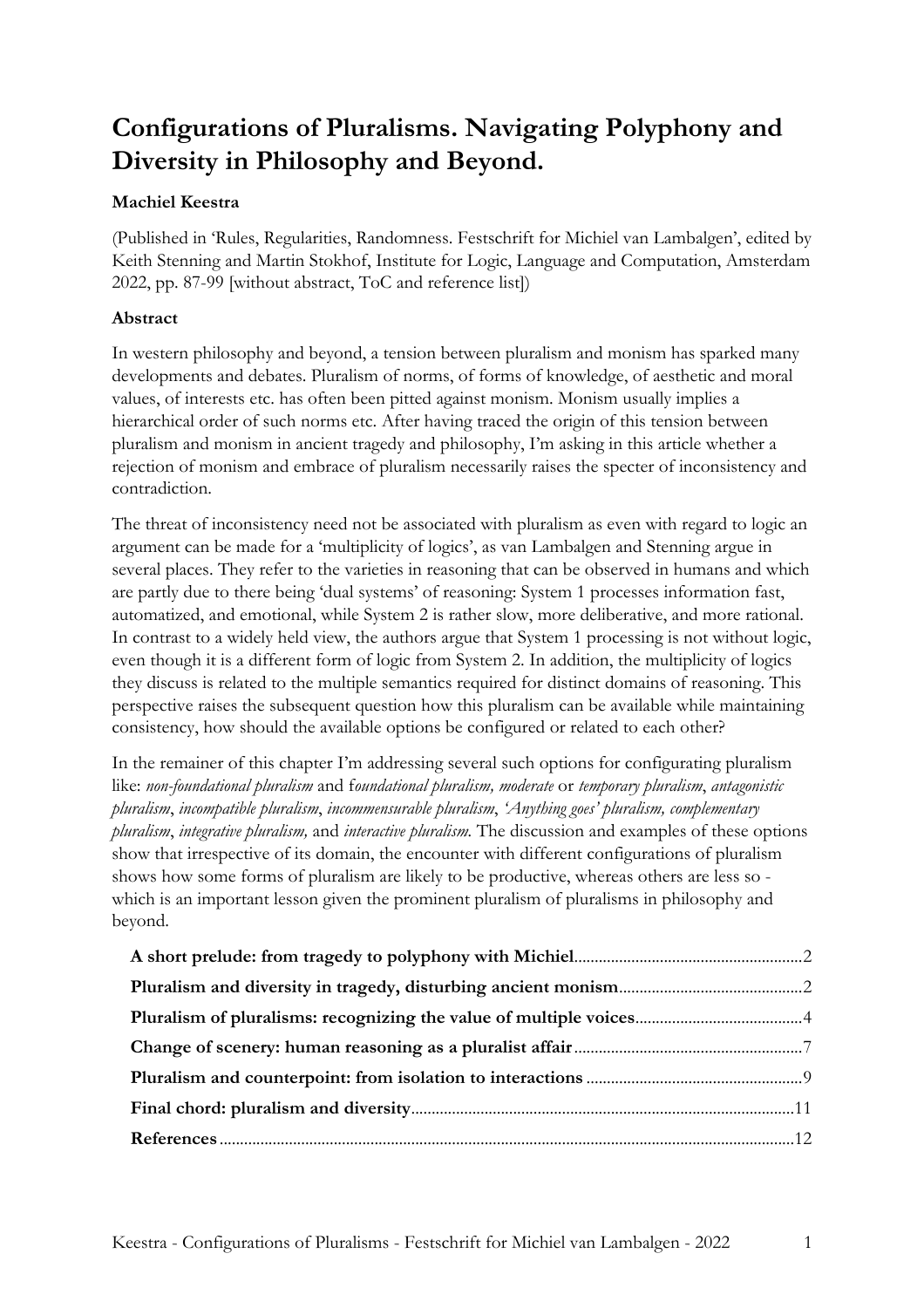# Configurations of Pluralisms. Navigating Polyphony and Diversity in Philosophy and Beyond.

**Machiel Keestra**

(Published in 'Rules, Regularities, Randomness. Festschrift for Michiel van Lambalgen', edited by Keith Stenning and Martin Stokhof, Institute for Logic, Language and Computation, Amsterdam 2022, pp. 87-99 [without abstract, ToC and reference list])

**Abstract**

In western philosophy and beyond, a tension between pluralism and monism has sparked many developments and debates. Pluralism of norms, of forms of knowledge, of aesthetic and moral values, of interests etc. has often been pitted against monism. Monism usually implies a hierarchical order of such norms etc. After having traced the origin of this tension between pluralism and monism in ancient tragedy and philosophy, I'm asking in this article whether a rejection of monism and embrace of pluralism necessarily raises the specter of inconsistency and contradiction.

The threat of inconsistency need not be associated with pluralism as even with regard to logic an argument can be made for a 'multiplicity of logics', as van Lambalgen and Stenning argue in several places. They refer to the varieties in reasoning that can be observed in humans and which are partly due to there being 'dual systems' of reasoning: System 1 processes information fast, automatized, and emotional, while System 2 is rather slow, more deliberative, and more rational. In contrast to a widely held view, the authors argue that System 1 processing is not without logic, even though it is a different form of logic from System 2. In addition, the multiplicity of logics they discuss is related to the multiple semantics required for distinct domains of reasoning. This perspective raises the subsequent question how this pluralism can be available while maintaining consistency, how should the available options be configured or related to each other?

In the remainer of this chapter I'm addressing several such options for configurating pluralism like: *non-foundational pluralism* and f*oundational pluralism, moderate* or *temporary pluralism*, *antagonistic pluralism*, *incompatible pluralism*, *incommensurable pluralism*, *'Anything goes' pluralism, complementary pluralism*, *integrative pluralism,* and *interactive pluralism.* The discussion and examples of these options show that irrespective of its domain, the encounter with different configurations of pluralism shows how some forms of pluralism are likely to be productive, whereas others are less so - which is an important lesson given the prominent pluralism of pluralisms in philosophy and beyond.

**A short prelude: from tragedy to polyphony with Michiel**..........2
**Pluralism and diversity in tragedy, disturbing ancient monism**..........2
**Pluralism of pluralisms: recognizing the value of multiple voices**..........4
**Change of scenery: human reasoning as a pluralist affair**..........7
**Pluralism and counterpoint: from isolation to interactions**..........9
**Final chord: pluralism and diversity**..........11
**References**..........12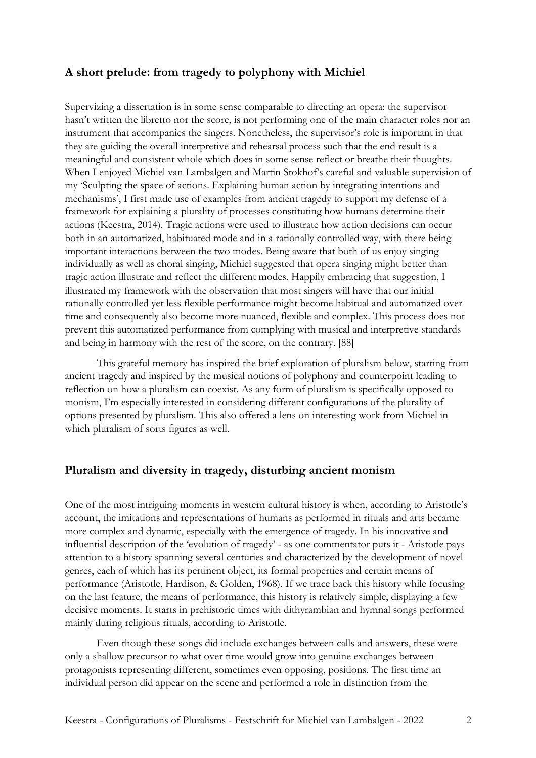## A short prelude: from tragedy to polyphony with Michiel

Supervizing a dissertation is in some sense comparable to directing an opera: the supervisor hasn't written the libretto nor the score, is not performing one of the main character roles nor an instrument that accompanies the singers. Nonetheless, the supervisor's role is important in that they are guiding the overall interpretive and rehearsal process such that the end result is a meaningful and consistent whole which does in some sense reflect or breathe their thoughts. When I enjoyed Michiel van Lambalgen and Martin Stokhof's careful and valuable supervision of my 'Sculpting the space of actions. Explaining human action by integrating intentions and mechanisms', I first made use of examples from ancient tragedy to support my defense of a framework for explaining a plurality of processes constituting how humans determine their actions (Keestra, 2014). Tragic actions were used to illustrate how action decisions can occur both in an automatized, habituated mode and in a rationally controlled way, with there being important interactions between the two modes. Being aware that both of us enjoy singing individually as well as choral singing, Michiel suggested that opera singing might better than tragic action illustrate and reflect the different modes. Happily embracing that suggestion, I illustrated my framework with the observation that most singers will have that our initial rationally controlled yet less flexible performance might become habitual and automatized over time and consequently also become more nuanced, flexible and complex. This process does not prevent this automatized performance from complying with musical and interpretive standards and being in harmony with the rest of the score, on the contrary. [88]

This grateful memory has inspired the brief exploration of pluralism below, starting from ancient tragedy and inspired by the musical notions of polyphony and counterpoint leading to reflection on how a pluralism can coexist. As any form of pluralism is specifically opposed to monism, I'm especially interested in considering different configurations of the plurality of options presented by pluralism. This also offered a lens on interesting work from Michiel in which pluralism of sorts figures as well.

## Pluralism and diversity in tragedy, disturbing ancient monism

One of the most intriguing moments in western cultural history is when, according to Aristotle's account, the imitations and representations of humans as performed in rituals and arts became more complex and dynamic, especially with the emergence of tragedy. In his innovative and influential description of the 'evolution of tragedy' - as one commentator puts it - Aristotle pays attention to a history spanning several centuries and characterized by the development of novel genres, each of which has its pertinent object, its formal properties and certain means of performance (Aristotle, Hardison, & Golden, 1968). If we trace back this history while focusing on the last feature, the means of performance, this history is relatively simple, displaying a few decisive moments. It starts in prehistoric times with dithyrambian and hymnal songs performed mainly during religious rituals, according to Aristotle.

Even though these songs did include exchanges between calls and answers, these were only a shallow precursor to what over time would grow into genuine exchanges between protagonists representing different, sometimes even opposing, positions. The first time an individual person did appear on the scene and performed a role in distinction from the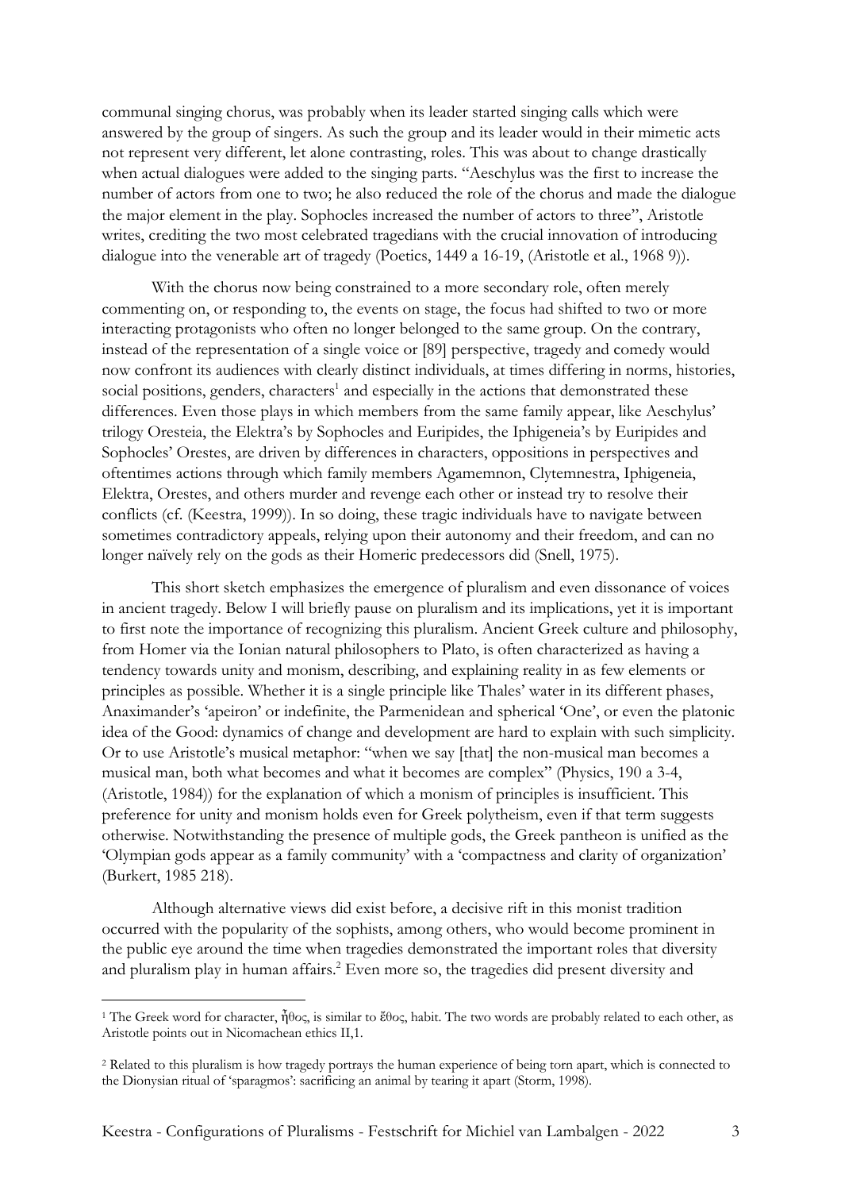communal singing chorus, was probably when its leader started singing calls which were answered by the group of singers. As such the group and its leader would in their mimetic acts not represent very different, let alone contrasting, roles. This was about to change drastically when actual dialogues were added to the singing parts. "Aeschylus was the first to increase the number of actors from one to two; he also reduced the role of the chorus and made the dialogue the major element in the play. Sophocles increased the number of actors to three", Aristotle writes, crediting the two most celebrated tragedians with the crucial innovation of introducing dialogue into the venerable art of tragedy (Poetics, 1449 a 16-19, (Aristotle et al., 1968 9)).

With the chorus now being constrained to a more secondary role, often merely commenting on, or responding to, the events on stage, the focus had shifted to two or more interacting protagonists who often no longer belonged to the same group. On the contrary, instead of the representation of a single voice or [89] perspective, tragedy and comedy would now confront its audiences with clearly distinct individuals, at times differing in norms, histories, social positions, genders, characters[1] and especially in the actions that demonstrated these differences. Even those plays in which members from the same family appear, like Aeschylus' trilogy Oresteia, the Elektra's by Sophocles and Euripides, the Iphigeneia's by Euripides and Sophocles' Orestes, are driven by differences in characters, oppositions in perspectives and oftentimes actions through which family members Agamemnon, Clytemnestra, Iphigeneia, Elektra, Orestes, and others murder and revenge each other or instead try to resolve their conflicts (cf. (Keestra, 1999)). In so doing, these tragic individuals have to navigate between sometimes contradictory appeals, relying upon their autonomy and their freedom, and can no longer naïvely rely on the gods as their Homeric predecessors did (Snell, 1975).

This short sketch emphasizes the emergence of pluralism and even dissonance of voices in ancient tragedy. Below I will briefly pause on pluralism and its implications, yet it is important to first note the importance of recognizing this pluralism. Ancient Greek culture and philosophy, from Homer via the Ionian natural philosophers to Plato, is often characterized as having a tendency towards unity and monism, describing, and explaining reality in as few elements or principles as possible. Whether it is a single principle like Thales' water in its different phases, Anaximander's 'apeiron' or indefinite, the Parmenidean and spherical 'One', or even the platonic idea of the Good: dynamics of change and development are hard to explain with such simplicity. Or to use Aristotle's musical metaphor: "when we say [that] the non-musical man becomes a musical man, both what becomes and what it becomes are complex" (Physics, 190 a 3-4, (Aristotle, 1984)) for the explanation of which a monism of principles is insufficient. This preference for unity and monism holds even for Greek polytheism, even if that term suggests otherwise. Notwithstanding the presence of multiple gods, the Greek pantheon is unified as the 'Olympian gods appear as a family community' with a 'compactness and clarity of organization' (Burkert, 1985 218).

Although alternative views did exist before, a decisive rift in this monist tradition occurred with the popularity of the sophists, among others, who would become prominent in the public eye around the time when tragedies demonstrated the important roles that diversity and pluralism play in human affairs.[2] Even more so, the tragedies did present diversity and

---

[1] The Greek word for character, ἦθος, is similar to ἔθος, habit. The two words are probably related to each other, as Aristotle points out in Nicomachean ethics II,1.

[2] Related to this pluralism is how tragedy portrays the human experience of being torn apart, which is connected to the Dionysian ritual of 'sparagmos': sacrificing an animal by tearing it apart (Storm, 1998).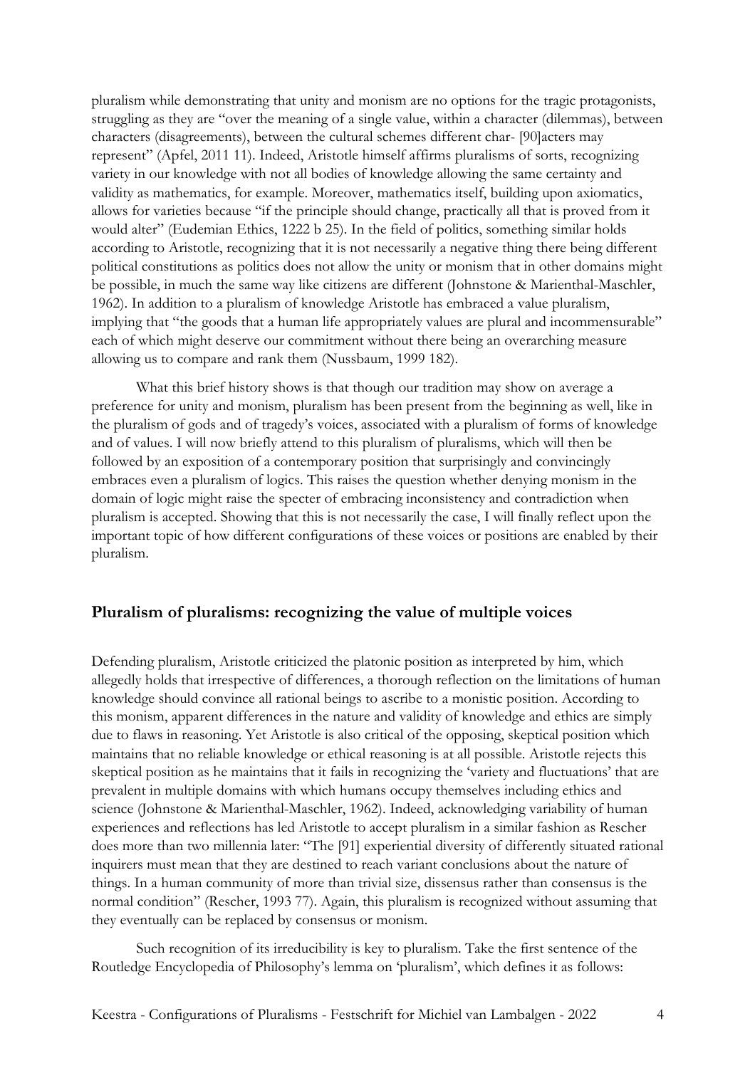pluralism while demonstrating that unity and monism are no options for the tragic protagonists, struggling as they are "over the meaning of a single value, within a character (dilemmas), between characters (disagreements), between the cultural schemes different char- [90]acters may represent" (Apfel, 2011 11). Indeed, Aristotle himself affirms pluralisms of sorts, recognizing variety in our knowledge with not all bodies of knowledge allowing the same certainty and validity as mathematics, for example. Moreover, mathematics itself, building upon axiomatics, allows for varieties because "if the principle should change, practically all that is proved from it would alter" (Eudemian Ethics, 1222 b 25). In the field of politics, something similar holds according to Aristotle, recognizing that it is not necessarily a negative thing there being different political constitutions as politics does not allow the unity or monism that in other domains might be possible, in much the same way like citizens are different (Johnstone & Marienthal-Maschler, 1962). In addition to a pluralism of knowledge Aristotle has embraced a value pluralism, implying that "the goods that a human life appropriately values are plural and incommensurable" each of which might deserve our commitment without there being an overarching measure allowing us to compare and rank them (Nussbaum, 1999 182).

What this brief history shows is that though our tradition may show on average a preference for unity and monism, pluralism has been present from the beginning as well, like in the pluralism of gods and of tragedy's voices, associated with a pluralism of forms of knowledge and of values. I will now briefly attend to this pluralism of pluralisms, which will then be followed by an exposition of a contemporary position that surprisingly and convincingly embraces even a pluralism of logics. This raises the question whether denying monism in the domain of logic might raise the specter of embracing inconsistency and contradiction when pluralism is accepted. Showing that this is not necessarily the case, I will finally reflect upon the important topic of how different configurations of these voices or positions are enabled by their pluralism.

## Pluralism of pluralisms: recognizing the value of multiple voices

Defending pluralism, Aristotle criticized the platonic position as interpreted by him, which allegedly holds that irrespective of differences, a thorough reflection on the limitations of human knowledge should convince all rational beings to ascribe to a monistic position. According to this monism, apparent differences in the nature and validity of knowledge and ethics are simply due to flaws in reasoning. Yet Aristotle is also critical of the opposing, skeptical position which maintains that no reliable knowledge or ethical reasoning is at all possible. Aristotle rejects this skeptical position as he maintains that it fails in recognizing the 'variety and fluctuations' that are prevalent in multiple domains with which humans occupy themselves including ethics and science (Johnstone & Marienthal-Maschler, 1962). Indeed, acknowledging variability of human experiences and reflections has led Aristotle to accept pluralism in a similar fashion as Rescher does more than two millennia later: "The [91] experiential diversity of differently situated rational inquirers must mean that they are destined to reach variant conclusions about the nature of things. In a human community of more than trivial size, dissensus rather than consensus is the normal condition" (Rescher, 1993 77). Again, this pluralism is recognized without assuming that they eventually can be replaced by consensus or monism.

Such recognition of its irreducibility is key to pluralism. Take the first sentence of the Routledge Encyclopedia of Philosophy's lemma on 'pluralism', which defines it as follows: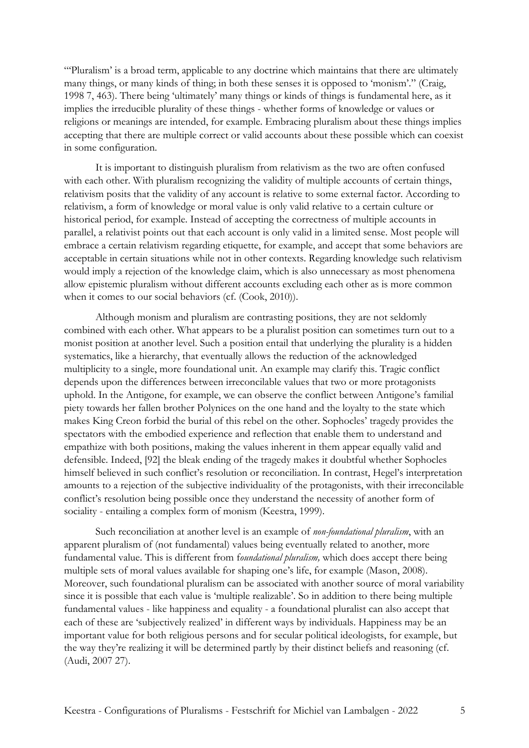"'Pluralism' is a broad term, applicable to any doctrine which maintains that there are ultimately many things, or many kinds of thing; in both these senses it is opposed to 'monism'." (Craig, 1998 7, 463). There being 'ultimately' many things or kinds of things is fundamental here, as it implies the irreducible plurality of these things - whether forms of knowledge or values or religions or meanings are intended, for example. Embracing pluralism about these things implies accepting that there are multiple correct or valid accounts about these possible which can coexist in some configuration.

It is important to distinguish pluralism from relativism as the two are often confused with each other. With pluralism recognizing the validity of multiple accounts of certain things, relativism posits that the validity of any account is relative to some external factor. According to relativism, a form of knowledge or moral value is only valid relative to a certain culture or historical period, for example. Instead of accepting the correctness of multiple accounts in parallel, a relativist points out that each account is only valid in a limited sense. Most people will embrace a certain relativism regarding etiquette, for example, and accept that some behaviors are acceptable in certain situations while not in other contexts. Regarding knowledge such relativism would imply a rejection of the knowledge claim, which is also unnecessary as most phenomena allow epistemic pluralism without different accounts excluding each other as is more common when it comes to our social behaviors (cf. (Cook, 2010)).

Although monism and pluralism are contrasting positions, they are not seldomly combined with each other. What appears to be a pluralist position can sometimes turn out to a monist position at another level. Such a position entail that underlying the plurality is a hidden systematics, like a hierarchy, that eventually allows the reduction of the acknowledged multiplicity to a single, more foundational unit. An example may clarify this. Tragic conflict depends upon the differences between irreconcilable values that two or more protagonists uphold. In the Antigone, for example, we can observe the conflict between Antigone's familial piety towards her fallen brother Polynices on the one hand and the loyalty to the state which makes King Creon forbid the burial of this rebel on the other. Sophocles' tragedy provides the spectators with the embodied experience and reflection that enable them to understand and empathize with both positions, making the values inherent in them appear equally valid and defensible. Indeed, [92] the bleak ending of the tragedy makes it doubtful whether Sophocles himself believed in such conflict's resolution or reconciliation. In contrast, Hegel's interpretation amounts to a rejection of the subjective individuality of the protagonists, with their irreconcilable conflict's resolution being possible once they understand the necessity of another form of sociality - entailing a complex form of monism (Keestra, 1999).

Such reconciliation at another level is an example of *non-foundational pluralism*, with an apparent pluralism of (not fundamental) values being eventually related to another, more fundamental value. This is different from f*oundational pluralism,* which does accept there being multiple sets of moral values available for shaping one's life, for example (Mason, 2008). Moreover, such foundational pluralism can be associated with another source of moral variability since it is possible that each value is 'multiple realizable'. So in addition to there being multiple fundamental values - like happiness and equality - a foundational pluralist can also accept that each of these are 'subjectively realized' in different ways by individuals. Happiness may be an important value for both religious persons and for secular political ideologists, for example, but the way they're realizing it will be determined partly by their distinct beliefs and reasoning (cf. (Audi, 2007 27).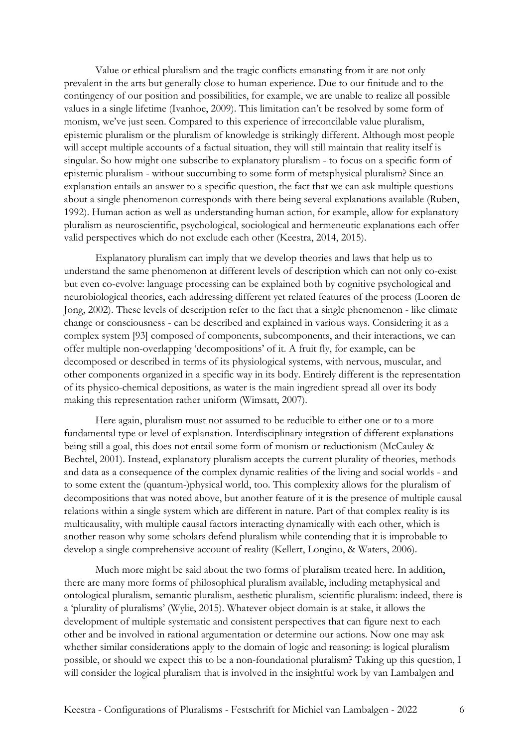Value or ethical pluralism and the tragic conflicts emanating from it are not only prevalent in the arts but generally close to human experience. Due to our finitude and to the contingency of our position and possibilities, for example, we are unable to realize all possible values in a single lifetime (Ivanhoe, 2009). This limitation can't be resolved by some form of monism, we've just seen. Compared to this experience of irreconcilable value pluralism, epistemic pluralism or the pluralism of knowledge is strikingly different. Although most people will accept multiple accounts of a factual situation, they will still maintain that reality itself is singular. So how might one subscribe to explanatory pluralism - to focus on a specific form of epistemic pluralism - without succumbing to some form of metaphysical pluralism? Since an explanation entails an answer to a specific question, the fact that we can ask multiple questions about a single phenomenon corresponds with there being several explanations available (Ruben, 1992). Human action as well as understanding human action, for example, allow for explanatory pluralism as neuroscientific, psychological, sociological and hermeneutic explanations each offer valid perspectives which do not exclude each other (Keestra, 2014, 2015).

Explanatory pluralism can imply that we develop theories and laws that help us to understand the same phenomenon at different levels of description which can not only co-exist but even co-evolve: language processing can be explained both by cognitive psychological and neurobiological theories, each addressing different yet related features of the process (Looren de Jong, 2002). These levels of description refer to the fact that a single phenomenon - like climate change or consciousness - can be described and explained in various ways. Considering it as a complex system [93] composed of components, subcomponents, and their interactions, we can offer multiple non-overlapping 'decompositions' of it. A fruit fly, for example, can be decomposed or described in terms of its physiological systems, with nervous, muscular, and other components organized in a specific way in its body. Entirely different is the representation of its physico-chemical depositions, as water is the main ingredient spread all over its body making this representation rather uniform (Wimsatt, 2007).

Here again, pluralism must not assumed to be reducible to either one or to a more fundamental type or level of explanation. Interdisciplinary integration of different explanations being still a goal, this does not entail some form of monism or reductionism (McCauley & Bechtel, 2001). Instead, explanatory pluralism accepts the current plurality of theories, methods and data as a consequence of the complex dynamic realities of the living and social worlds - and to some extent the (quantum-)physical world, too. This complexity allows for the pluralism of decompositions that was noted above, but another feature of it is the presence of multiple causal relations within a single system which are different in nature. Part of that complex reality is its multicausality, with multiple causal factors interacting dynamically with each other, which is another reason why some scholars defend pluralism while contending that it is improbable to develop a single comprehensive account of reality (Kellert, Longino, & Waters, 2006).

Much more might be said about the two forms of pluralism treated here. In addition, there are many more forms of philosophical pluralism available, including metaphysical and ontological pluralism, semantic pluralism, aesthetic pluralism, scientific pluralism: indeed, there is a 'plurality of pluralisms' (Wylie, 2015). Whatever object domain is at stake, it allows the development of multiple systematic and consistent perspectives that can figure next to each other and be involved in rational argumentation or determine our actions. Now one may ask whether similar considerations apply to the domain of logic and reasoning: is logical pluralism possible, or should we expect this to be a non-foundational pluralism? Taking up this question, I will consider the logical pluralism that is involved in the insightful work by van Lambalgen and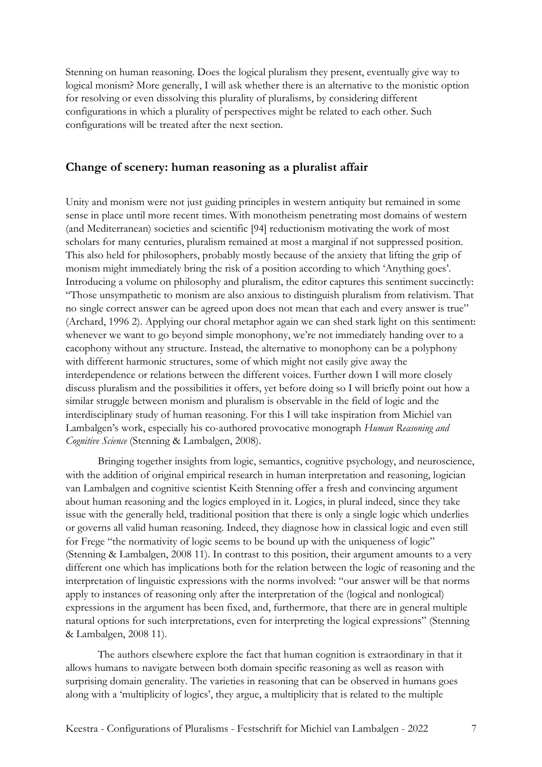Stenning on human reasoning. Does the logical pluralism they present, eventually give way to logical monism? More generally, I will ask whether there is an alternative to the monistic option for resolving or even dissolving this plurality of pluralisms, by considering different configurations in which a plurality of perspectives might be related to each other. Such configurations will be treated after the next section.

## Change of scenery: human reasoning as a pluralist affair

Unity and monism were not just guiding principles in western antiquity but remained in some sense in place until more recent times. With monotheism penetrating most domains of western (and Mediterranean) societies and scientific [94] reductionism motivating the work of most scholars for many centuries, pluralism remained at most a marginal if not suppressed position. This also held for philosophers, probably mostly because of the anxiety that lifting the grip of monism might immediately bring the risk of a position according to which 'Anything goes'. Introducing a volume on philosophy and pluralism, the editor captures this sentiment succinctly: "Those unsympathetic to monism are also anxious to distinguish pluralism from relativism. That no single correct answer can be agreed upon does not mean that each and every answer is true" (Archard, 1996 2). Applying our choral metaphor again we can shed stark light on this sentiment: whenever we want to go beyond simple monophony, we're not immediately handing over to a cacophony without any structure. Instead, the alternative to monophony can be a polyphony with different harmonic structures, some of which might not easily give away the interdependence or relations between the different voices. Further down I will more closely discuss pluralism and the possibilities it offers, yet before doing so I will briefly point out how a similar struggle between monism and pluralism is observable in the field of logic and the interdisciplinary study of human reasoning. For this I will take inspiration from Michiel van Lambalgen's work, especially his co-authored provocative monograph *Human Reasoning and Cognitive Science* (Stenning & Lambalgen, 2008).

Bringing together insights from logic, semantics, cognitive psychology, and neuroscience, with the addition of original empirical research in human interpretation and reasoning, logician van Lambalgen and cognitive scientist Keith Stenning offer a fresh and convincing argument about human reasoning and the logics employed in it. Logics, in plural indeed, since they take issue with the generally held, traditional position that there is only a single logic which underlies or governs all valid human reasoning. Indeed, they diagnose how in classical logic and even still for Frege "the normativity of logic seems to be bound up with the uniqueness of logic" (Stenning & Lambalgen, 2008 11). In contrast to this position, their argument amounts to a very different one which has implications both for the relation between the logic of reasoning and the interpretation of linguistic expressions with the norms involved: "our answer will be that norms apply to instances of reasoning only after the interpretation of the (logical and nonlogical) expressions in the argument has been fixed, and, furthermore, that there are in general multiple natural options for such interpretations, even for interpreting the logical expressions" (Stenning & Lambalgen, 2008 11).

The authors elsewhere explore the fact that human cognition is extraordinary in that it allows humans to navigate between both domain specific reasoning as well as reason with surprising domain generality. The varieties in reasoning that can be observed in humans goes along with a 'multiplicity of logics', they argue, a multiplicity that is related to the multiple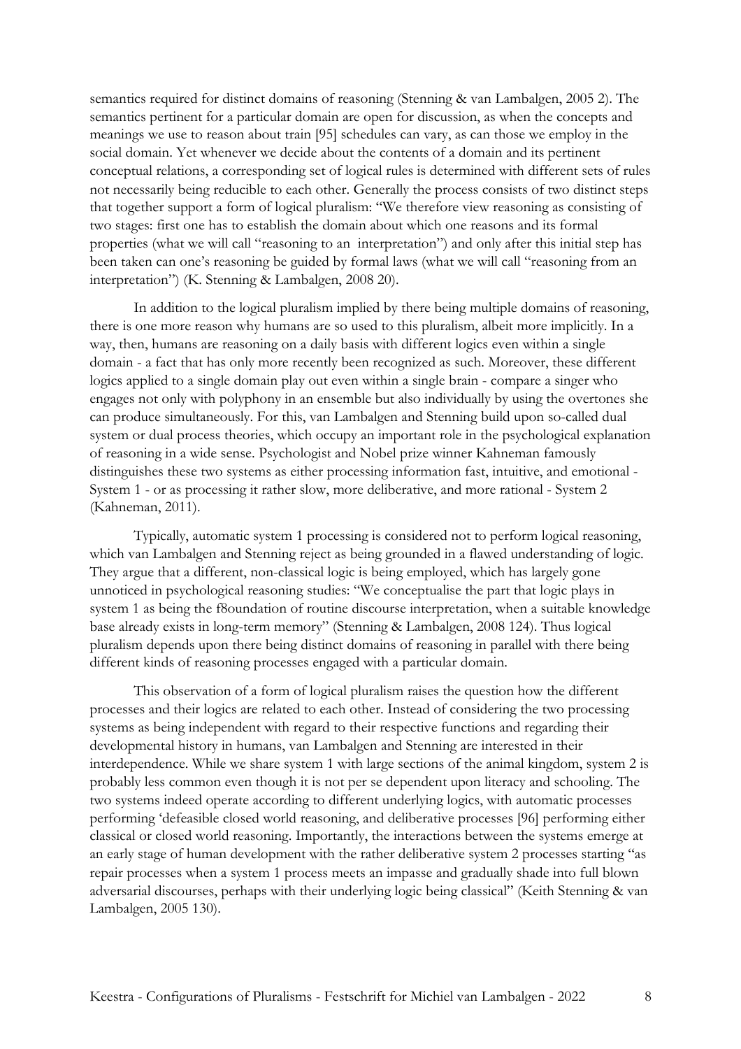semantics required for distinct domains of reasoning (Stenning & van Lambalgen, 2005 2). The semantics pertinent for a particular domain are open for discussion, as when the concepts and meanings we use to reason about train [95] schedules can vary, as can those we employ in the social domain. Yet whenever we decide about the contents of a domain and its pertinent conceptual relations, a corresponding set of logical rules is determined with different sets of rules not necessarily being reducible to each other. Generally the process consists of two distinct steps that together support a form of logical pluralism: "We therefore view reasoning as consisting of two stages: first one has to establish the domain about which one reasons and its formal properties (what we will call "reasoning to an interpretation") and only after this initial step has been taken can one's reasoning be guided by formal laws (what we will call "reasoning from an interpretation") (K. Stenning & Lambalgen, 2008 20).

In addition to the logical pluralism implied by there being multiple domains of reasoning, there is one more reason why humans are so used to this pluralism, albeit more implicitly. In a way, then, humans are reasoning on a daily basis with different logics even within a single domain - a fact that has only more recently been recognized as such. Moreover, these different logics applied to a single domain play out even within a single brain - compare a singer who engages not only with polyphony in an ensemble but also individually by using the overtones she can produce simultaneously. For this, van Lambalgen and Stenning build upon so-called dual system or dual process theories, which occupy an important role in the psychological explanation of reasoning in a wide sense. Psychologist and Nobel prize winner Kahneman famously distinguishes these two systems as either processing information fast, intuitive, and emotional - System 1 - or as processing it rather slow, more deliberative, and more rational - System 2 (Kahneman, 2011).

Typically, automatic system 1 processing is considered not to perform logical reasoning, which van Lambalgen and Stenning reject as being grounded in a flawed understanding of logic. They argue that a different, non-classical logic is being employed, which has largely gone unnoticed in psychological reasoning studies: "We conceptualise the part that logic plays in system 1 as being the f8oundation of routine discourse interpretation, when a suitable knowledge base already exists in long-term memory" (Stenning & Lambalgen, 2008 124). Thus logical pluralism depends upon there being distinct domains of reasoning in parallel with there being different kinds of reasoning processes engaged with a particular domain.

This observation of a form of logical pluralism raises the question how the different processes and their logics are related to each other. Instead of considering the two processing systems as being independent with regard to their respective functions and regarding their developmental history in humans, van Lambalgen and Stenning are interested in their interdependence. While we share system 1 with large sections of the animal kingdom, system 2 is probably less common even though it is not per se dependent upon literacy and schooling. The two systems indeed operate according to different underlying logics, with automatic processes performing 'defeasible closed world reasoning, and deliberative processes [96] performing either classical or closed world reasoning. Importantly, the interactions between the systems emerge at an early stage of human development with the rather deliberative system 2 processes starting "as repair processes when a system 1 process meets an impasse and gradually shade into full blown adversarial discourses, perhaps with their underlying logic being classical" (Keith Stenning & van Lambalgen, 2005 130).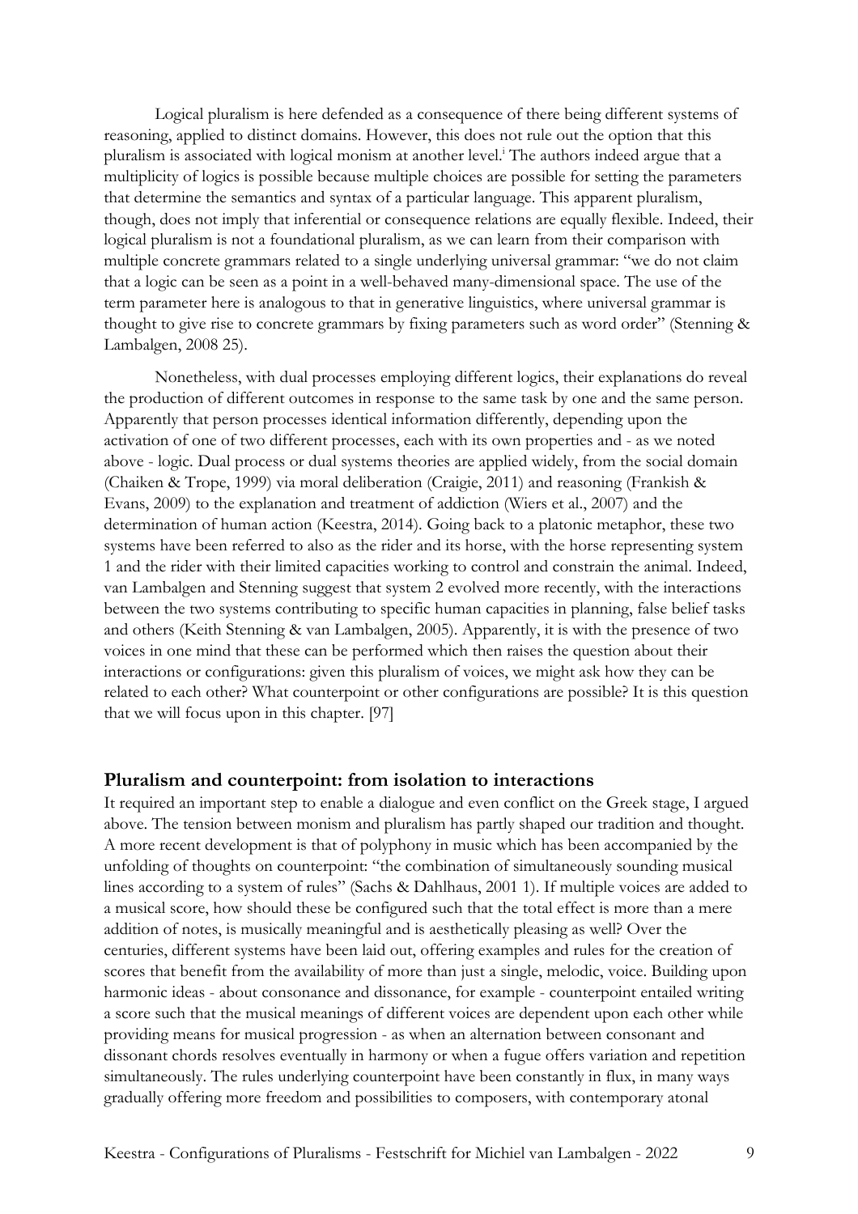Logical pluralism is here defended as a consequence of there being different systems of reasoning, applied to distinct domains. However, this does not rule out the option that this pluralism is associated with logical monism at another level.[i] The authors indeed argue that a multiplicity of logics is possible because multiple choices are possible for setting the parameters that determine the semantics and syntax of a particular language. This apparent pluralism, though, does not imply that inferential or consequence relations are equally flexible. Indeed, their logical pluralism is not a foundational pluralism, as we can learn from their comparison with multiple concrete grammars related to a single underlying universal grammar: "we do not claim that a logic can be seen as a point in a well-behaved many-dimensional space. The use of the term parameter here is analogous to that in generative linguistics, where universal grammar is thought to give rise to concrete grammars by fixing parameters such as word order" (Stenning & Lambalgen, 2008 25).

Nonetheless, with dual processes employing different logics, their explanations do reveal the production of different outcomes in response to the same task by one and the same person. Apparently that person processes identical information differently, depending upon the activation of one of two different processes, each with its own properties and - as we noted above - logic. Dual process or dual systems theories are applied widely, from the social domain (Chaiken & Trope, 1999) via moral deliberation (Craigie, 2011) and reasoning (Frankish & Evans, 2009) to the explanation and treatment of addiction (Wiers et al., 2007) and the determination of human action (Keestra, 2014). Going back to a platonic metaphor, these two systems have been referred to also as the rider and its horse, with the horse representing system 1 and the rider with their limited capacities working to control and constrain the animal. Indeed, van Lambalgen and Stenning suggest that system 2 evolved more recently, with the interactions between the two systems contributing to specific human capacities in planning, false belief tasks and others (Keith Stenning & van Lambalgen, 2005). Apparently, it is with the presence of two voices in one mind that these can be performed which then raises the question about their interactions or configurations: given this pluralism of voices, we might ask how they can be related to each other? What counterpoint or other configurations are possible? It is this question that we will focus upon in this chapter. [97]

## Pluralism and counterpoint: from isolation to interactions

It required an important step to enable a dialogue and even conflict on the Greek stage, I argued above. The tension between monism and pluralism has partly shaped our tradition and thought. A more recent development is that of polyphony in music which has been accompanied by the unfolding of thoughts on counterpoint: "the combination of simultaneously sounding musical lines according to a system of rules" (Sachs & Dahlhaus, 2001 1). If multiple voices are added to a musical score, how should these be configured such that the total effect is more than a mere addition of notes, is musically meaningful and is aesthetically pleasing as well? Over the centuries, different systems have been laid out, offering examples and rules for the creation of scores that benefit from the availability of more than just a single, melodic, voice. Building upon harmonic ideas - about consonance and dissonance, for example - counterpoint entailed writing a score such that the musical meanings of different voices are dependent upon each other while providing means for musical progression - as when an alternation between consonant and dissonant chords resolves eventually in harmony or when a fugue offers variation and repetition simultaneously. The rules underlying counterpoint have been constantly in flux, in many ways gradually offering more freedom and possibilities to composers, with contemporary atonal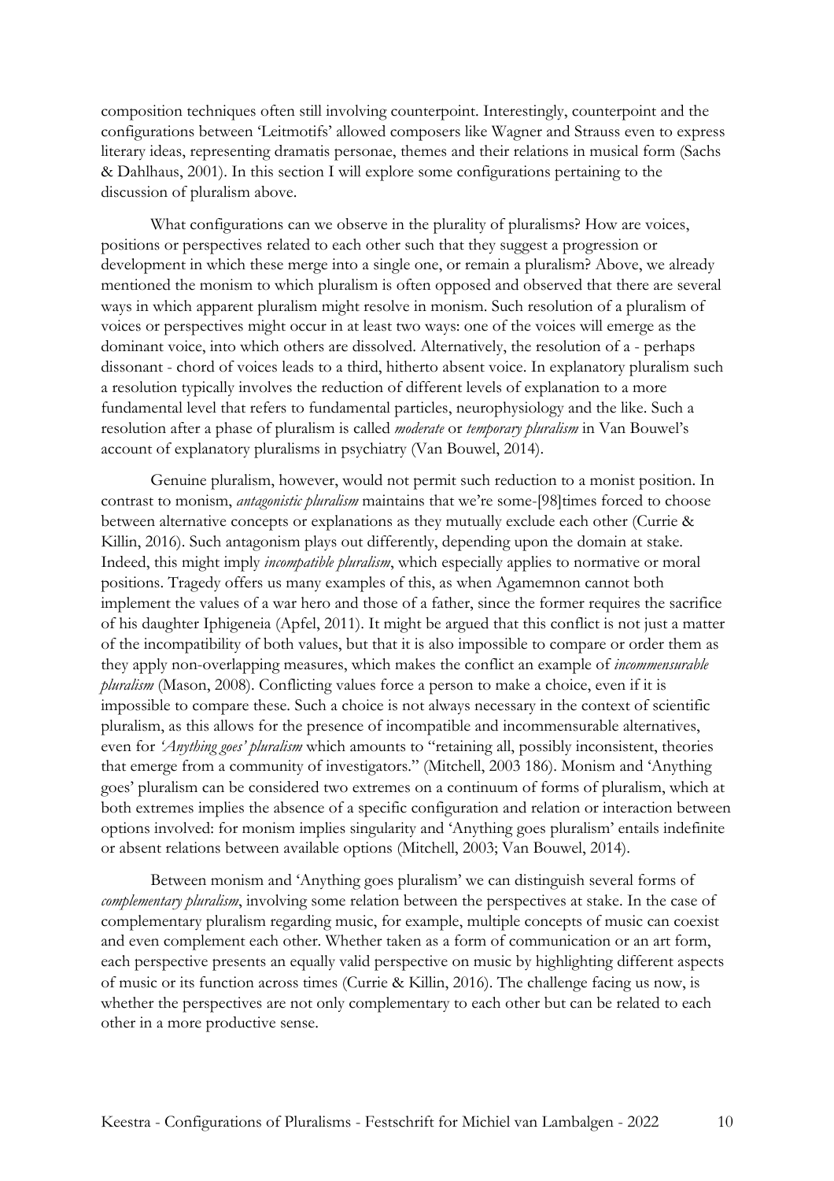composition techniques often still involving counterpoint. Interestingly, counterpoint and the configurations between 'Leitmotifs' allowed composers like Wagner and Strauss even to express literary ideas, representing dramatis personae, themes and their relations in musical form (Sachs & Dahlhaus, 2001). In this section I will explore some configurations pertaining to the discussion of pluralism above.

What configurations can we observe in the plurality of pluralisms? How are voices, positions or perspectives related to each other such that they suggest a progression or development in which these merge into a single one, or remain a pluralism? Above, we already mentioned the monism to which pluralism is often opposed and observed that there are several ways in which apparent pluralism might resolve in monism. Such resolution of a pluralism of voices or perspectives might occur in at least two ways: one of the voices will emerge as the dominant voice, into which others are dissolved. Alternatively, the resolution of a - perhaps dissonant - chord of voices leads to a third, hitherto absent voice. In explanatory pluralism such a resolution typically involves the reduction of different levels of explanation to a more fundamental level that refers to fundamental particles, neurophysiology and the like. Such a resolution after a phase of pluralism is called *moderate* or *temporary pluralism* in Van Bouwel's account of explanatory pluralisms in psychiatry (Van Bouwel, 2014).

Genuine pluralism, however, would not permit such reduction to a monist position. In contrast to monism, *antagonistic pluralism* maintains that we're some-[98]times forced to choose between alternative concepts or explanations as they mutually exclude each other (Currie & Killin, 2016). Such antagonism plays out differently, depending upon the domain at stake. Indeed, this might imply *incompatible pluralism*, which especially applies to normative or moral positions. Tragedy offers us many examples of this, as when Agamemnon cannot both implement the values of a war hero and those of a father, since the former requires the sacrifice of his daughter Iphigeneia (Apfel, 2011). It might be argued that this conflict is not just a matter of the incompatibility of both values, but that it is also impossible to compare or order them as they apply non-overlapping measures, which makes the conflict an example of *incommensurable pluralism* (Mason, 2008). Conflicting values force a person to make a choice, even if it is impossible to compare these. Such a choice is not always necessary in the context of scientific pluralism, as this allows for the presence of incompatible and incommensurable alternatives, even for *'Anything goes' pluralism* which amounts to "retaining all, possibly inconsistent, theories that emerge from a community of investigators." (Mitchell, 2003 186). Monism and 'Anything goes' pluralism can be considered two extremes on a continuum of forms of pluralism, which at both extremes implies the absence of a specific configuration and relation or interaction between options involved: for monism implies singularity and 'Anything goes pluralism' entails indefinite or absent relations between available options (Mitchell, 2003; Van Bouwel, 2014).

Between monism and 'Anything goes pluralism' we can distinguish several forms of *complementary pluralism*, involving some relation between the perspectives at stake. In the case of complementary pluralism regarding music, for example, multiple concepts of music can coexist and even complement each other. Whether taken as a form of communication or an art form, each perspective presents an equally valid perspective on music by highlighting different aspects of music or its function across times (Currie & Killin, 2016). The challenge facing us now, is whether the perspectives are not only complementary to each other but can be related to each other in a more productive sense.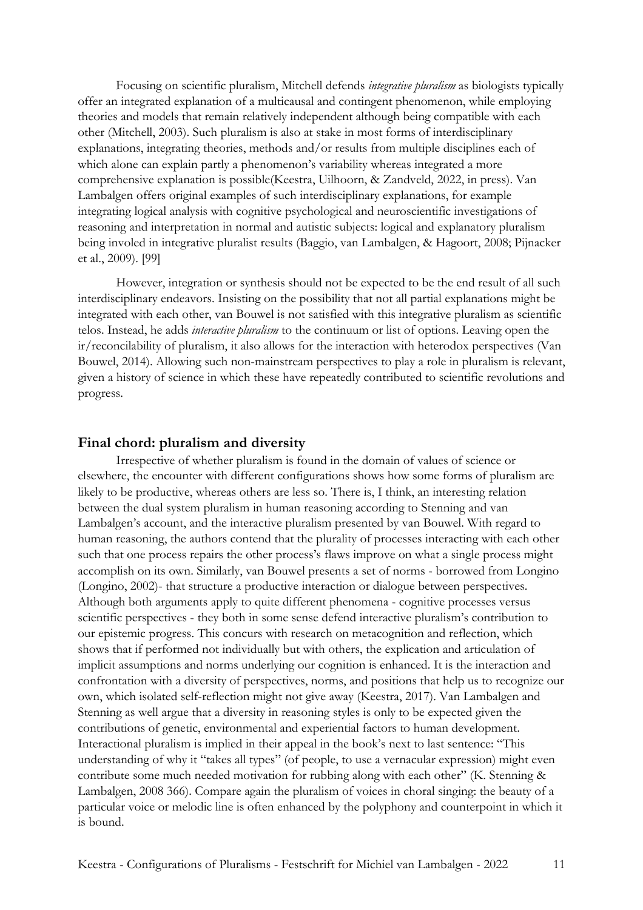Focusing on scientific pluralism, Mitchell defends *integrative pluralism* as biologists typically offer an integrated explanation of a multicausal and contingent phenomenon, while employing theories and models that remain relatively independent although being compatible with each other (Mitchell, 2003). Such pluralism is also at stake in most forms of interdisciplinary explanations, integrating theories, methods and/or results from multiple disciplines each of which alone can explain partly a phenomenon's variability whereas integrated a more comprehensive explanation is possible(Keestra, Uilhoorn, & Zandveld, 2022, in press). Van Lambalgen offers original examples of such interdisciplinary explanations, for example integrating logical analysis with cognitive psychological and neuroscientific investigations of reasoning and interpretation in normal and autistic subjects: logical and explanatory pluralism being invoved in integrative pluralist results (Baggio, van Lambalgen, & Hagoort, 2008; Pijnacker et al., 2009). [99]

However, integration or synthesis should not be expected to be the end result of all such interdisciplinary endeavors. Insisting on the possibility that not all partial explanations might be integrated with each other, van Bouwel is not satisfied with this integrative pluralism as scientific telos. Instead, he adds *interactive pluralism* to the continuum or list of options. Leaving open the ir/reconcilability of pluralism, it also allows for the interaction with heterodox perspectives (Van Bouwel, 2014). Allowing such non-mainstream perspectives to play a role in pluralism is relevant, given a history of science in which these have repeatedly contributed to scientific revolutions and progress.

## Final chord: pluralism and diversity

Irrespective of whether pluralism is found in the domain of values of science or elsewhere, the encounter with different configurations shows how some forms of pluralism are likely to be productive, whereas others are less so. There is, I think, an interesting relation between the dual system pluralism in human reasoning according to Stenning and van Lambalgen's account, and the interactive pluralism presented by van Bouwel. With regard to human reasoning, the authors contend that the plurality of processes interacting with each other such that one process repairs the other process's flaws improve on what a single process might accomplish on its own. Similarly, van Bouwel presents a set of norms - borrowed from Longino (Longino, 2002)- that structure a productive interaction or dialogue between perspectives. Although both arguments apply to quite different phenomena - cognitive processes versus scientific perspectives - they both in some sense defend interactive pluralism's contribution to our epistemic progress. This concurs with research on metacognition and reflection, which shows that if performed not individually but with others, the explication and articulation of implicit assumptions and norms underlying our cognition is enhanced. It is the interaction and confrontation with a diversity of perspectives, norms, and positions that help us to recognize our own, which isolated self-reflection might not give away (Keestra, 2017). Van Lambalgen and Stenning as well argue that a diversity in reasoning styles is only to be expected given the contributions of genetic, environmental and experiential factors to human development. Interactional pluralism is implied in their appeal in the book's next to last sentence: "This understanding of why it "takes all types" (of people, to use a vernacular expression) might even contribute some much needed motivation for rubbing along with each other" (K. Stenning & Lambalgen, 2008 366). Compare again the pluralism of voices in choral singing: the beauty of a particular voice or melodic line is often enhanced by the polyphony and counterpoint in which it is bound.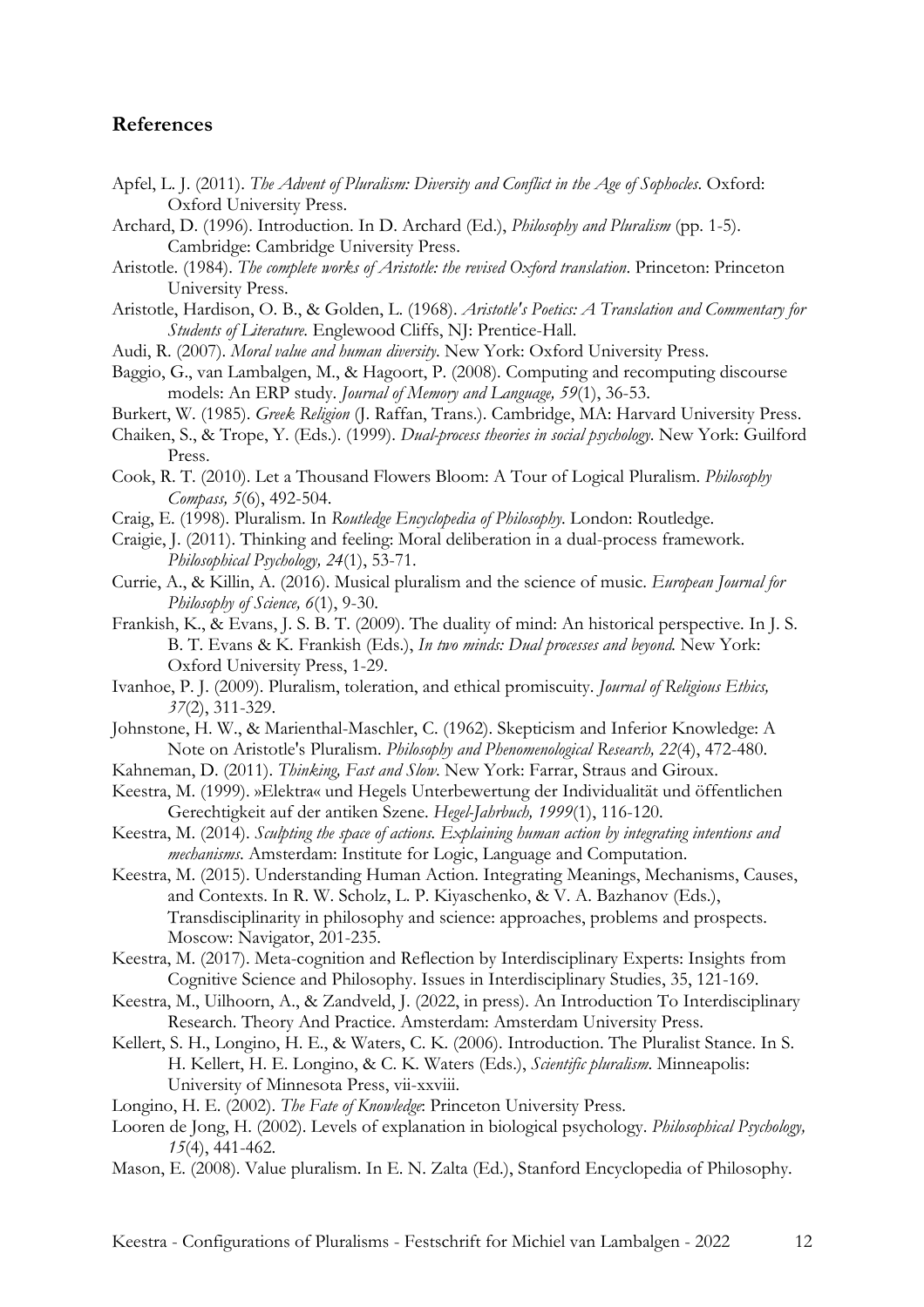## References

Apfel, L. J. (2011). *The Advent of Pluralism: Diversity and Conflict in the Age of Sophocles*. Oxford: Oxford University Press.

Archard, D. (1996). Introduction. In D. Archard (Ed.), *Philosophy and Pluralism* (pp. 1-5). Cambridge: Cambridge University Press.

Aristotle. (1984). *The complete works of Aristotle: the revised Oxford translation*. Princeton: Princeton University Press.

Aristotle, Hardison, O. B., & Golden, L. (1968). *Aristotle's Poetics: A Translation and Commentary for Students of Literature*. Englewood Cliffs, NJ: Prentice-Hall.

Audi, R. (2007). *Moral value and human diversity*. New York: Oxford University Press.

Baggio, G., van Lambalgen, M., & Hagoort, P. (2008). Computing and recomputing discourse models: An ERP study. *Journal of Memory and Language, 59*(1), 36-53.

Burkert, W. (1985). *Greek Religion* (J. Raffan, Trans.). Cambridge, MA: Harvard University Press.

Chaiken, S., & Trope, Y. (Eds.). (1999). *Dual-process theories in social psychology*. New York: Guilford Press.

Cook, R. T. (2010). Let a Thousand Flowers Bloom: A Tour of Logical Pluralism. *Philosophy Compass, 5*(6), 492-504.

Craig, E. (1998). Pluralism. In *Routledge Encyclopedia of Philosophy*. London: Routledge.

Craigie, J. (2011). Thinking and feeling: Moral deliberation in a dual-process framework. *Philosophical Psychology, 24*(1), 53-71.

Currie, A., & Killin, A. (2016). Musical pluralism and the science of music. *European Journal for Philosophy of Science, 6*(1), 9-30.

Frankish, K., & Evans, J. S. B. T. (2009). The duality of mind: An historical perspective. In J. S. B. T. Evans & K. Frankish (Eds.), *In two minds: Dual processes and beyond*. New York: Oxford University Press, 1-29.

Ivanhoe, P. J. (2009). Pluralism, toleration, and ethical promiscuity. *Journal of Religious Ethics, 37*(2), 311-329.

Johnstone, H. W., & Marienthal-Maschler, C. (1962). Skepticism and Inferior Knowledge: A Note on Aristotle's Pluralism. *Philosophy and Phenomenological Research, 22*(4), 472-480.

Kahneman, D. (2011). *Thinking, Fast and Slow*. New York: Farrar, Straus and Giroux.

Keestra, M. (1999). »Elektra« und Hegels Unterbewertung der Individualität und öffentlichen Gerechtigkeit auf der antiken Szene. *Hegel-Jahrbuch, 1999*(1), 116-120.

Keestra, M. (2014). *Sculpting the space of actions. Explaining human action by integrating intentions and mechanisms*. Amsterdam: Institute for Logic, Language and Computation.

Keestra, M. (2015). Understanding Human Action. Integrating Meanings, Mechanisms, Causes, and Contexts. In R. W. Scholz, L. P. Kiyaschenko, & V. A. Bazhanov (Eds.), Transdisciplinarity in philosophy and science: approaches, problems and prospects. Moscow: Navigator, 201-235.

Keestra, M. (2017). Meta-cognition and Reflection by Interdisciplinary Experts: Insights from Cognitive Science and Philosophy. Issues in Interdisciplinary Studies, 35, 121-169.

Keestra, M., Uilhoorn, A., & Zandveld, J. (2022, in press). An Introduction To Interdisciplinary Research. Theory And Practice. Amsterdam: Amsterdam University Press.

Kellert, S. H., Longino, H. E., & Waters, C. K. (2006). Introduction. The Pluralist Stance. In S. H. Kellert, H. E. Longino, & C. K. Waters (Eds.), *Scientific pluralism*. Minneapolis: University of Minnesota Press, vii-xxviii.

Longino, H. E. (2002). *The Fate of Knowledge*: Princeton University Press.

Looren de Jong, H. (2002). Levels of explanation in biological psychology. *Philosophical Psychology, 15*(4), 441-462.

Mason, E. (2008). Value pluralism. In E. N. Zalta (Ed.), Stanford Encyclopedia of Philosophy.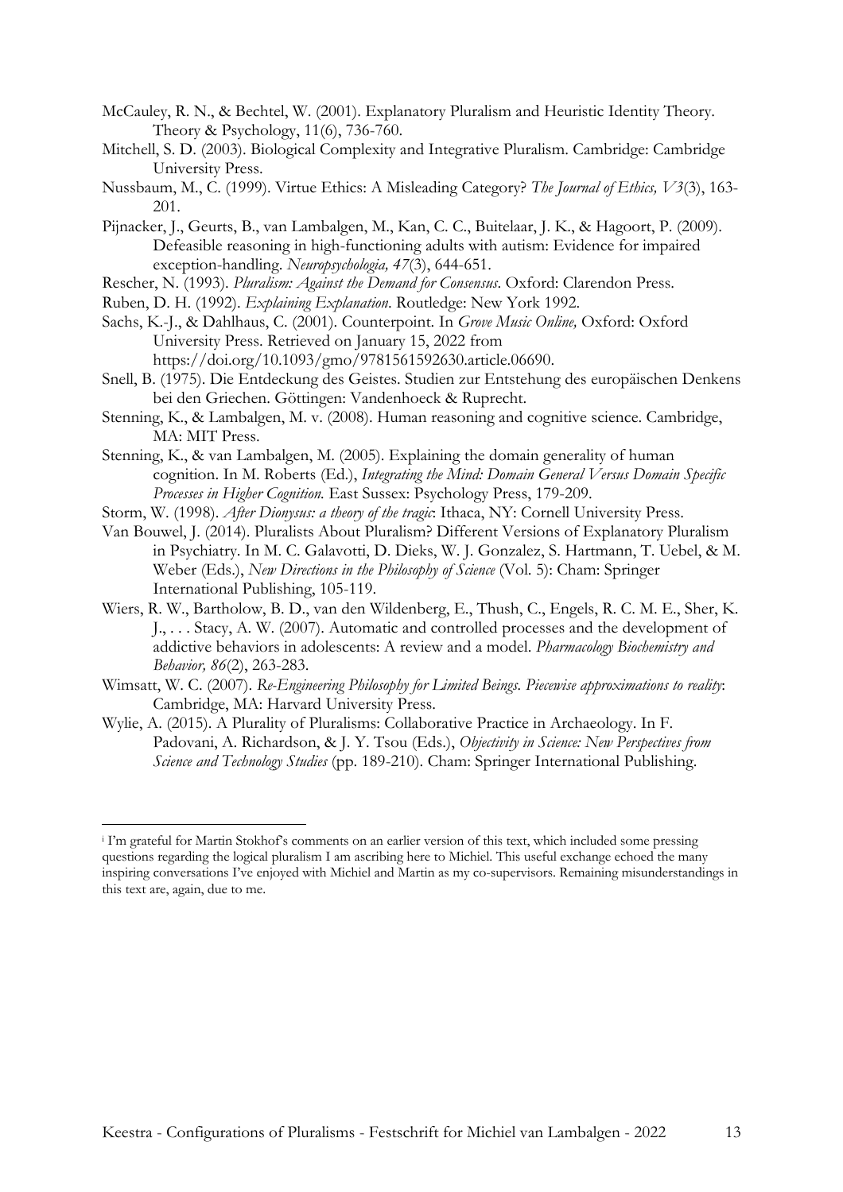McCauley, R. N., & Bechtel, W. (2001). Explanatory Pluralism and Heuristic Identity Theory. Theory & Psychology, 11(6), 736-760.

Mitchell, S. D. (2003). Biological Complexity and Integrative Pluralism. Cambridge: Cambridge University Press.

Nussbaum, M., C. (1999). Virtue Ethics: A Misleading Category? *The Journal of Ethics, V3*(3), 163-201.

Pijnacker, J., Geurts, B., van Lambalgen, M., Kan, C. C., Buitelaar, J. K., & Hagoort, P. (2009). Defeasible reasoning in high-functioning adults with autism: Evidence for impaired exception-handling. *Neuropsychologia, 47*(3), 644-651.

Rescher, N. (1993). *Pluralism: Against the Demand for Consensus*. Oxford: Clarendon Press.

Ruben, D. H. (1992). *Explaining Explanation*. Routledge: New York 1992.

Sachs, K.-J., & Dahlhaus, C. (2001). Counterpoint. In *Grove Music Online,* Oxford: Oxford University Press. Retrieved on January 15, 2022 from https://doi.org/10.1093/gmo/9781561592630.article.06690.

Snell, B. (1975). Die Entdeckung des Geistes. Studien zur Entstehung des europäischen Denkens bei den Griechen. Göttingen: Vandenhoeck & Ruprecht.

Stenning, K., & Lambalgen, M. v. (2008). Human reasoning and cognitive science. Cambridge, MA: MIT Press.

Stenning, K., & van Lambalgen, M. (2005). Explaining the domain generality of human cognition. In M. Roberts (Ed.), *Integrating the Mind: Domain General Versus Domain Specific Processes in Higher Cognition.* East Sussex: Psychology Press, 179-209.

Storm, W. (1998). *After Dionysus: a theory of the tragic*: Ithaca, NY: Cornell University Press.

Van Bouwel, J. (2014). Pluralists About Pluralism? Different Versions of Explanatory Pluralism in Psychiatry. In M. C. Galavotti, D. Dieks, W. J. Gonzalez, S. Hartmann, T. Uebel, & M. Weber (Eds.), *New Directions in the Philosophy of Science* (Vol. 5): Cham: Springer International Publishing, 105-119.

Wiers, R. W., Bartholow, B. D., van den Wildenberg, E., Thush, C., Engels, R. C. M. E., Sher, K. J., . . . Stacy, A. W. (2007). Automatic and controlled processes and the development of addictive behaviors in adolescents: A review and a model. *Pharmacology Biochemistry and Behavior, 86*(2), 263-283.

Wimsatt, W. C. (2007). *Re-Engineering Philosophy for Limited Beings. Piecewise approximations to reality*: Cambridge, MA: Harvard University Press.

Wylie, A. (2015). A Plurality of Pluralisms: Collaborative Practice in Archaeology. In F. Padovani, A. Richardson, & J. Y. Tsou (Eds.), *Objectivity in Science: New Perspectives from Science and Technology Studies* (pp. 189-210). Cham: Springer International Publishing.

---

[i] I'm grateful for Martin Stokhof's comments on an earlier version of this text, which included some pressing questions regarding the logical pluralism I am ascribing here to Michiel. This useful exchange echoed the many inspiring conversations I've enjoyed with Michiel and Martin as my co-supervisors. Remaining misunderstandings in this text are, again, due to me.